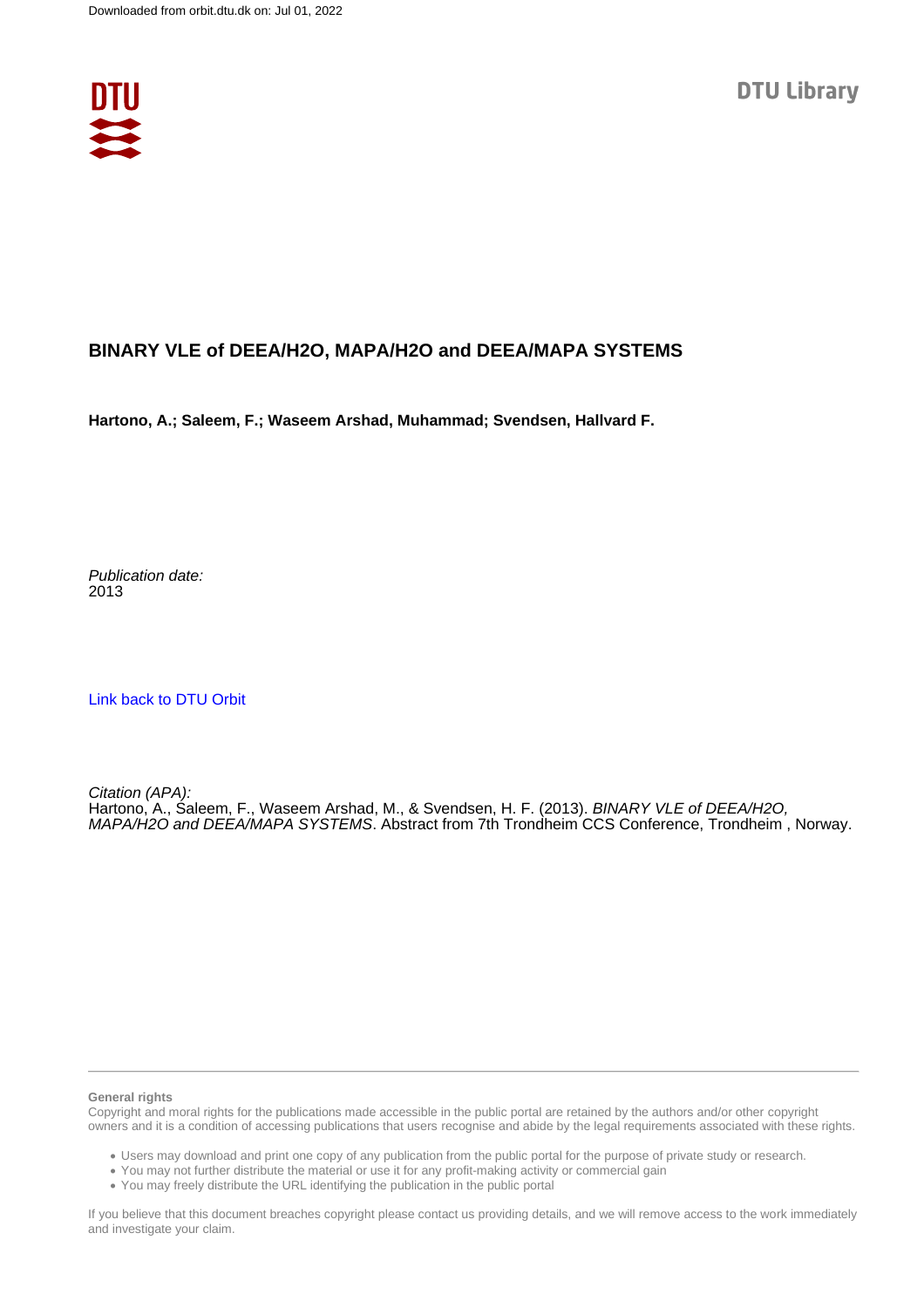Downloaded from orbit.dtu.dk on: Jul 01, 2022

DTU Library

# BINARY VLE of DEEA/H2O, MAPA/H2O and DEEA/MAPA SYSTEMS

**Hartono, A.; Saleem, F.; Waseem Arshad, Muhammad; Svendsen, Hallvard F.**

*Publication date:*
2013

[Link back to DTU Orbit](#)

*Citation (APA):*
Hartono, A., Saleem, F., Waseem Arshad, M., & Svendsen, H. F. (2013). *BINARY VLE of DEEA/H2O, MAPA/H2O and DEEA/MAPA SYSTEMS*. Abstract from 7th Trondheim CCS Conference, Trondheim , Norway.

**General rights**

Copyright and moral rights for the publications made accessible in the public portal are retained by the authors and/or other copyright owners and it is a condition of accessing publications that users recognise and abide by the legal requirements associated with these rights.

- Users may download and print one copy of any publication from the public portal for the purpose of private study or research.
- You may not further distribute the material or use it for any profit-making activity or commercial gain
- You may freely distribute the URL identifying the publication in the public portal

If you believe that this document breaches copyright please contact us providing details, and we will remove access to the work immediately and investigate your claim.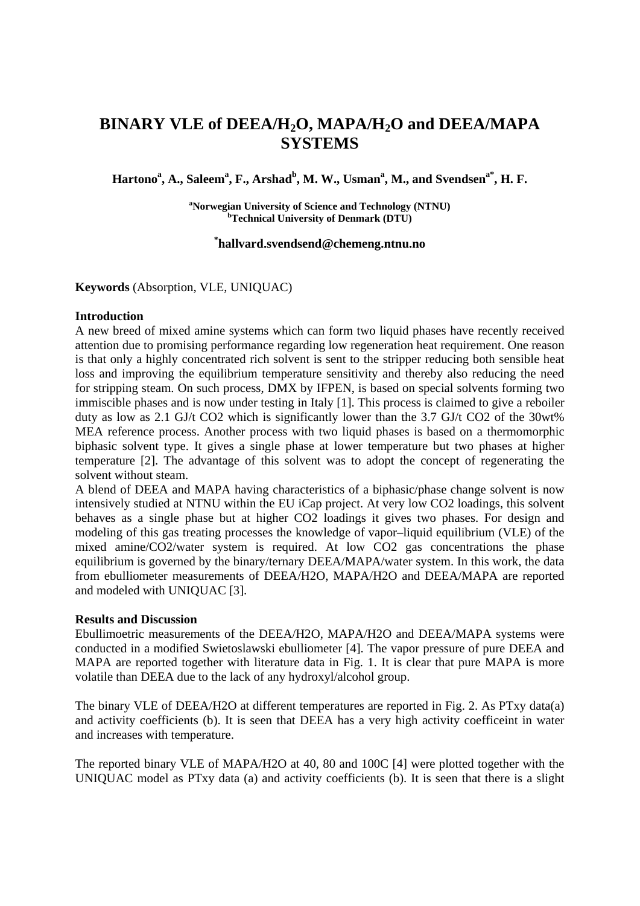# BINARY VLE of DEEA/$H_2O$, MAPA/$H_2O$ and DEEA/MAPA SYSTEMS

**Hartono[a], A., Saleem[a], F., Arshad[b], M. W., Usman[a], M., and Svendsen[a*], H. F.**

[a]Norwegian University of Science and Technology (NTNU)
[b]Technical University of Denmark (DTU)

[*]hallvard.svendsend@chemeng.ntnu.no

**Keywords** (Absorption, VLE, UNIQUAC)

**Introduction**

A new breed of mixed amine systems which can form two liquid phases have recently received attention due to promising performance regarding low regeneration heat requirement. One reason is that only a highly concentrated rich solvent is sent to the stripper reducing both sensible heat loss and improving the equilibrium temperature sensitivity and thereby also reducing the need for stripping steam. On such process, DMX by IFPEN, is based on special solvents forming two immiscible phases and is now under testing in Italy [1]. This process is claimed to give a reboiler duty as low as 2.1 GJ/t CO2 which is significantly lower than the 3.7 GJ/t CO2 of the 30wt% MEA reference process. Another process with two liquid phases is based on a thermomorphic biphasic solvent type. It gives a single phase at lower temperature but two phases at higher temperature [2]. The advantage of this solvent was to adopt the concept of regenerating the solvent without steam.

A blend of DEEA and MAPA having characteristics of a biphasic/phase change solvent is now intensively studied at NTNU within the EU iCap project. At very low CO2 loadings, this solvent behaves as a single phase but at higher CO2 loadings it gives two phases. For design and modeling of this gas treating processes the knowledge of vapor–liquid equilibrium (VLE) of the mixed amine/CO2/water system is required. At low CO2 gas concentrations the phase equilibrium is governed by the binary/ternary DEEA/MAPA/water system. In this work, the data from ebulliometer measurements of DEEA/H2O, MAPA/H2O and DEEA/MAPA are reported and modeled with UNIQUAC [3].

**Results and Discussion**

Ebullimoetric measurements of the DEEA/H2O, MAPA/H2O and DEEA/MAPA systems were conducted in a modified Swietoslawski ebulliometer [4]. The vapor pressure of pure DEEA and MAPA are reported together with literature data in Fig. 1. It is clear that pure MAPA is more volatile than DEEA due to the lack of any hydroxyl/alcohol group.

The binary VLE of DEEA/H2O at different temperatures are reported in Fig. 2. As PTxy data(a) and activity coefficients (b). It is seen that DEEA has a very high activity coefficeint in water and increases with temperature.

The reported binary VLE of MAPA/H2O at 40, 80 and 100C [4] were plotted together with the UNIQUAC model as PTxy data (a) and activity coefficients (b). It is seen that there is a slight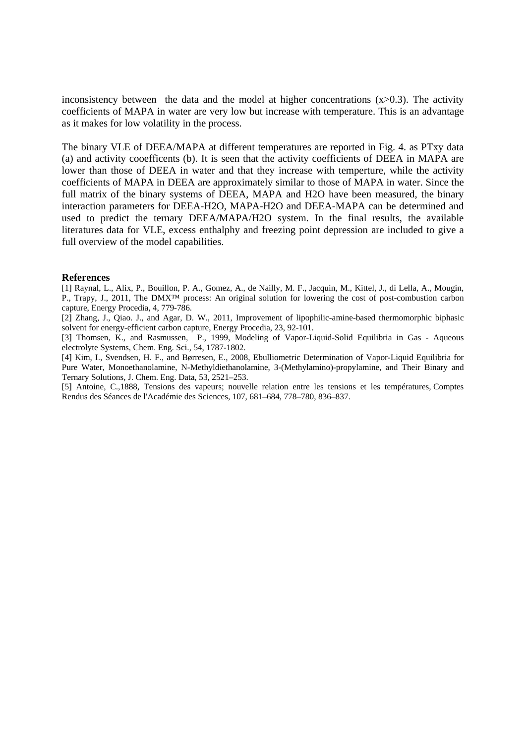inconsistency between the data and the model at higher concentrations ($x>0.3$). The activity coefficients of MAPA in water are very low but increase with temperature. This is an advantage as it makes for low volatility in the process.

The binary VLE of DEEA/MAPA at different temperatures are reported in Fig. 4. as PTxy data (a) and activity cooefficents (b). It is seen that the activity coefficients of DEEA in MAPA are lower than those of DEEA in water and that they increase with temperture, while the activity coefficients of MAPA in DEEA are approximately similar to those of MAPA in water. Since the full matrix of the binary systems of DEEA, MAPA and H2O have been measured, the binary interaction parameters for DEEA-H2O, MAPA-H2O and DEEA-MAPA can be determined and used to predict the ternary DEEA/MAPA/H2O system. In the final results, the available literatures data for VLE, excess enthalphy and freezing point depression are included to give a full overview of the model capabilities.

## References

[1] Raynal, L., Alix, P., Bouillon, P. A., Gomez, A., de Nailly, M. F., Jacquin, M., Kittel, J., di Lella, A., Mougin, P., Trapy, J., 2011, The DMX™ process: An original solution for lowering the cost of post-combustion carbon capture, Energy Procedia, 4, 779-786.

[2] Zhang, J., Qiao. J., and Agar, D. W., 2011, Improvement of lipophilic-amine-based thermomorphic biphasic solvent for energy-efficient carbon capture, Energy Procedia, 23, 92-101.

[3] Thomsen, K., and Rasmussen, P., 1999, Modeling of Vapor-Liquid-Solid Equilibria in Gas - Aqueous electrolyte Systems, Chem. Eng. Sci., 54, 1787-1802.

[4] Kim, I., Svendsen, H. F., and Børresen, E., 2008, Ebulliometric Determination of Vapor-Liquid Equilibria for Pure Water, Monoethanolamine, N-Methyldiethanolamine, 3-(Methylamino)-propylamine, and Their Binary and Ternary Solutions, J. Chem. Eng. Data, 53, 2521–253.

[5] Antoine, C.,1888, Tensions des vapeurs; nouvelle relation entre les tensions et les températures, Comptes Rendus des Séances de l'Académie des Sciences, 107, 681–684, 778–780, 836–837.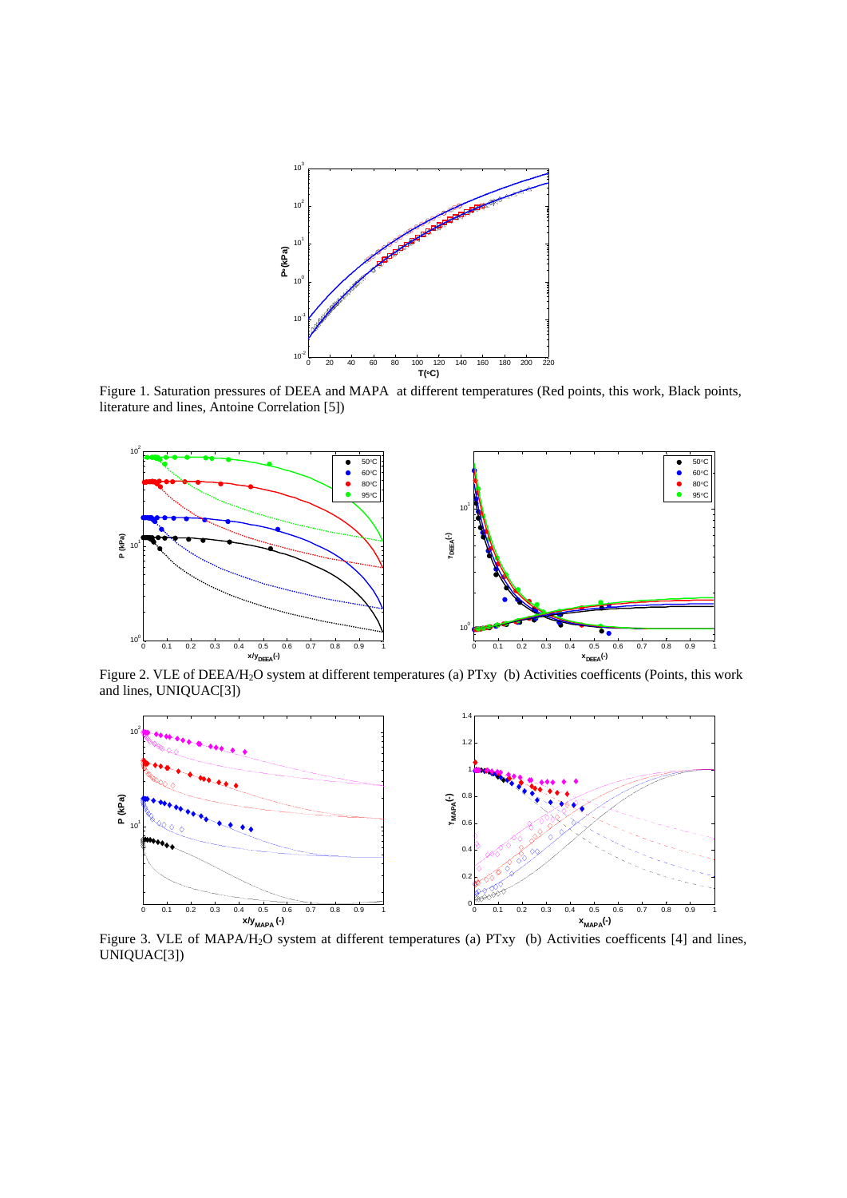P° (kPa)

T(°C)

Figure 1. Saturation pressures of DEEA and MAPA at different temperatures (Red points, this work, Black points, literature and lines, Antoine Correlation [5])

P (kPa)

x/y$_{DEEA}$(-)

50°C
60°C
80°C
95°C

$\gamma_{DEEA}$(-)

x$_{DEEA}$(-)

Figure 2. VLE of DEEA/$H_2O$ system at different temperatures (a) PTxy (b) Activities coefficents (Points, this work and lines, UNIQUAC[3])

P (kPa)

x/y$_{MAPA}$ (-)

$\gamma_{MAPA}$(-)

x$_{MAPA}$(-)

Figure 3. VLE of MAPA/$H_2O$ system at different temperatures (a) PTxy (b) Activities coefficents [4] and lines, UNIQUAC[3])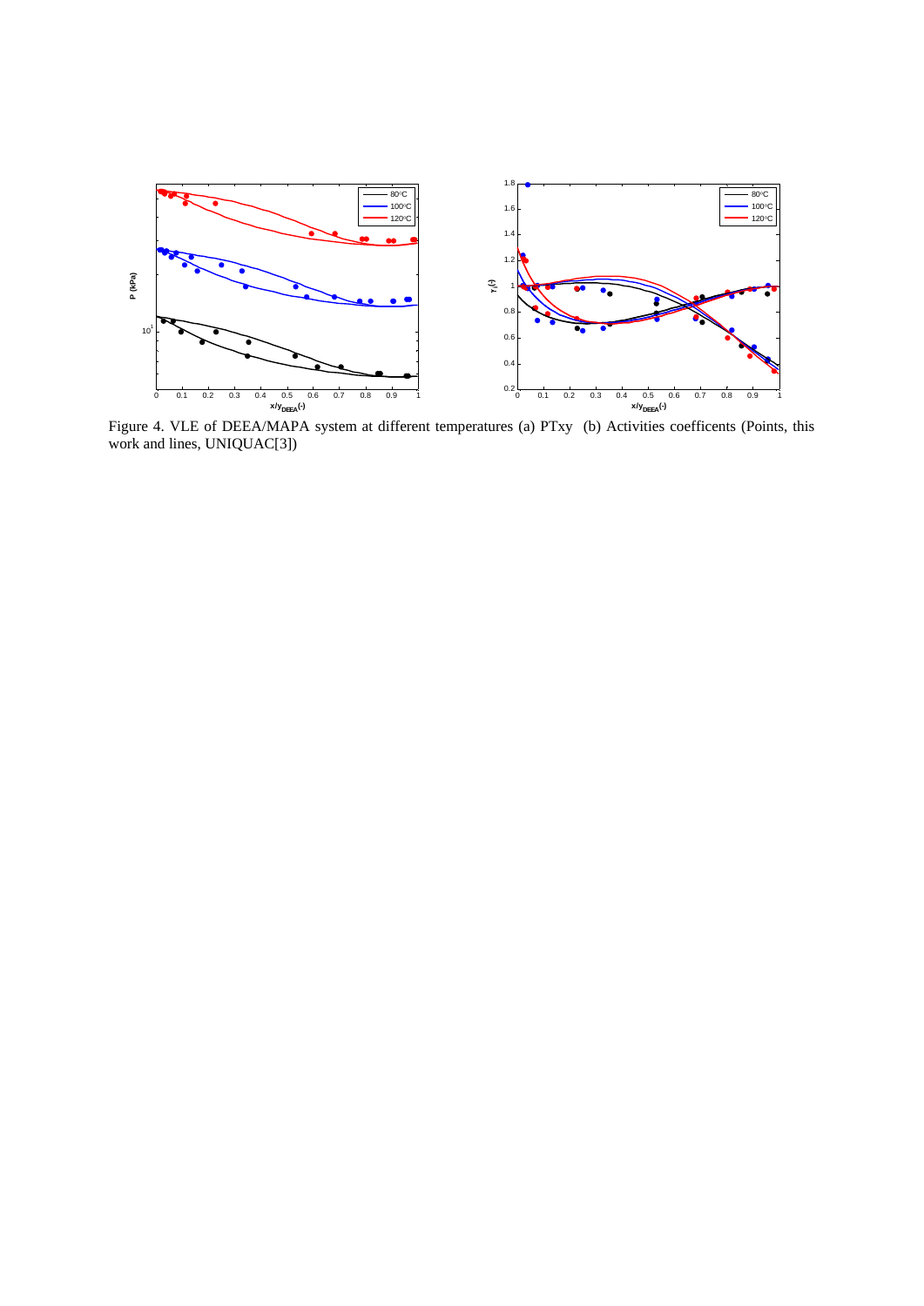80°C
100°C
120°C

P (kPa)

$10^1$

0 0.1 0.2 0.3 0.4 0.5 0.6 0.7 0.8 0.9 1

$x/y_{DEEA}$(-)

1.8
1.6
1.4
1.2
1
0.8
0.6
0.4
0.2

80°C
100°C
120°C

$\gamma_i$(-)

0 0.1 0.2 0.3 0.4 0.5 0.6 0.7 0.8 0.9 1

$x/y_{DEEA}$(-)

Figure 4. VLE of DEEA/MAPA system at different temperatures (a) PTxy (b) Activities coefficents (Points, this work and lines, UNIQUAC[3])